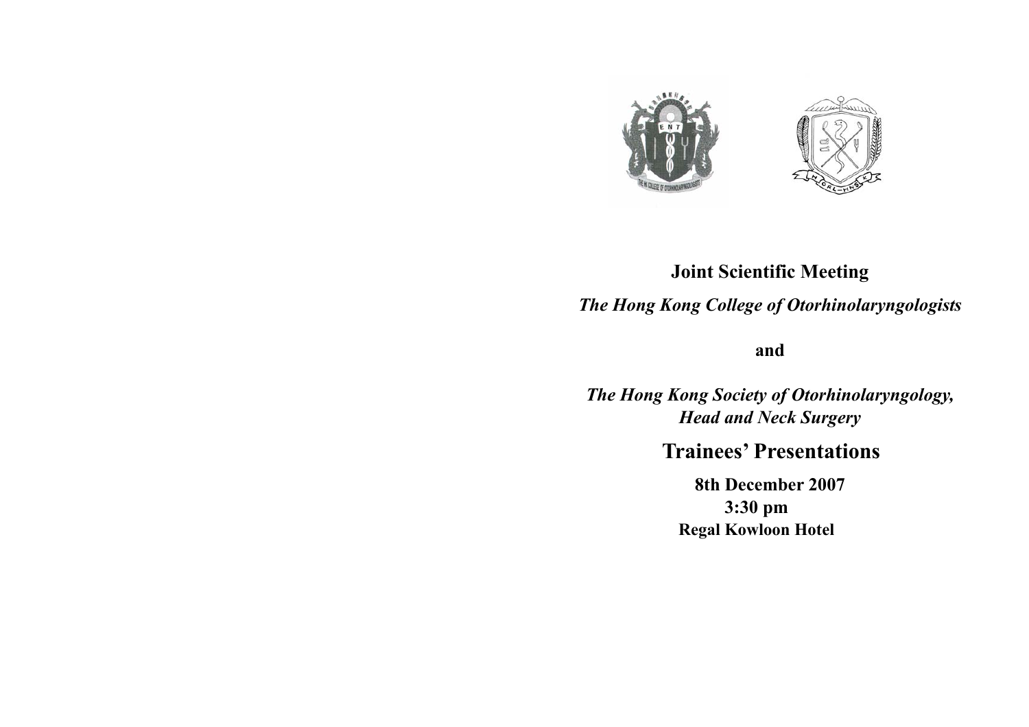# Joint Scientific Meeting

***The Hong Kong College of Otorhinolaryngologists***

**and**

***The Hong Kong Society of Otorhinolaryngology, Head and Neck Surgery***

## Trainees' Presentations

**8th December 2007**

**3:30 pm**

**Regal Kowloon Hotel**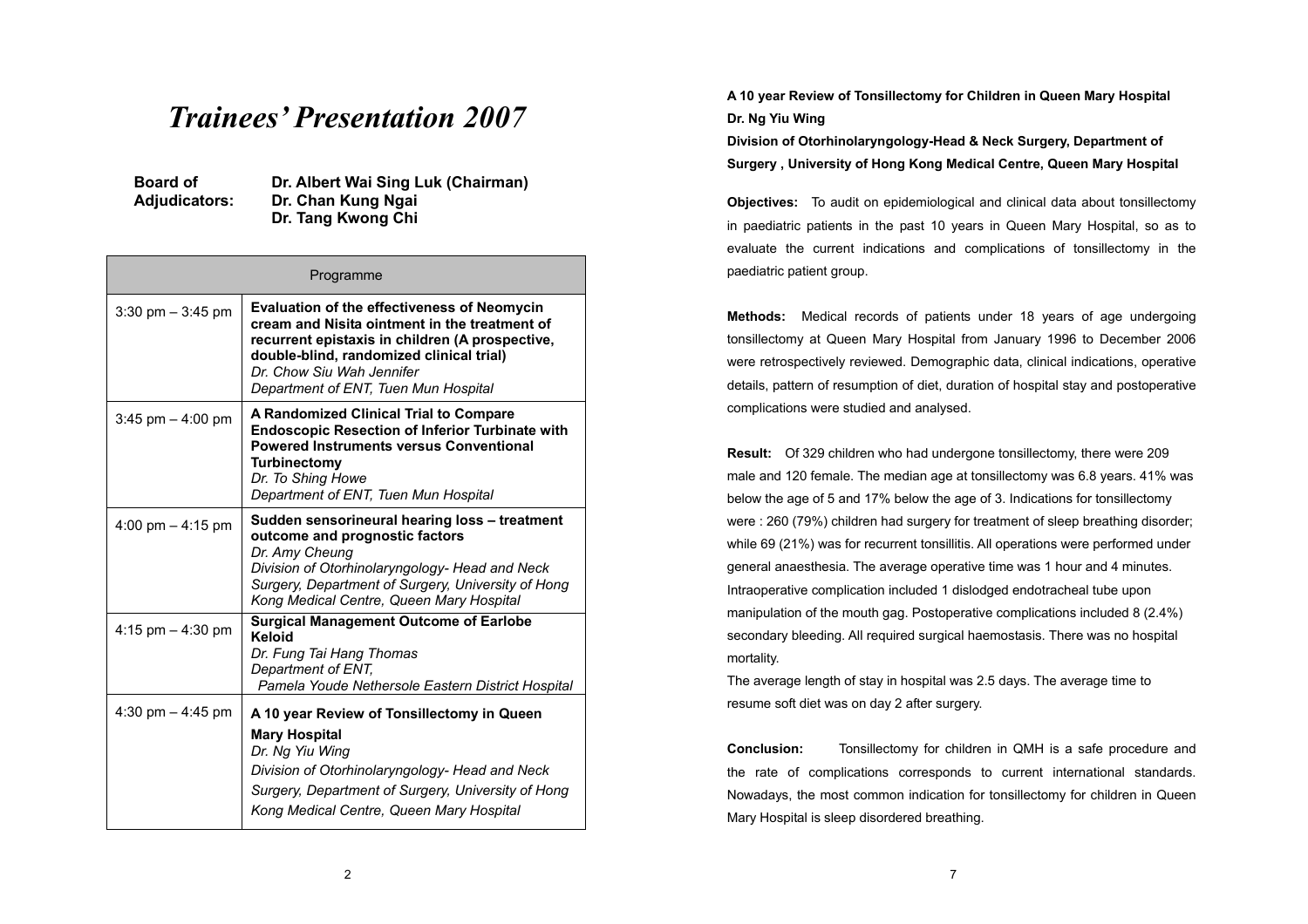# *Trainees' Presentation 2007*

**Board of Adjudicators:** **Dr. Albert Wai Sing Luk (Chairman)**
**Dr. Chan Kung Ngai**
**Dr. Tang Kwong Chi**

| Programme | |
|---|---|
| 3:30 pm – 3:45 pm | **Evaluation of the effectiveness of Neomycin cream and Nisita ointment in the treatment of recurrent epistaxis in children (A prospective, double-blind, randomized clinical trial)**<br>*Dr. Chow Siu Wah Jennifer*<br>*Department of ENT, Tuen Mun Hospital* |
| 3:45 pm – 4:00 pm | **A Randomized Clinical Trial to Compare Endoscopic Resection of Inferior Turbinate with Powered Instruments versus Conventional Turbinectomy**<br>*Dr. To Shing Howe*<br>*Department of ENT, Tuen Mun Hospital* |
| 4:00 pm – 4:15 pm | **Sudden sensorineural hearing loss – treatment outcome and prognostic factors**<br>*Dr. Amy Cheung*<br>*Division of Otorhinolaryngology- Head and Neck Surgery, Department of Surgery, University of Hong Kong Medical Centre, Queen Mary Hospital* |
| 4:15 pm – 4:30 pm | **Surgical Management Outcome of Earlobe Keloid**<br>*Dr. Fung Tai Hang Thomas*<br>*Department of ENT, Pamela Youde Nethersole Eastern District Hospital* |
| 4:30 pm – 4:45 pm | **A 10 year Review of Tonsillectomy in Queen Mary Hospital**<br>*Dr. Ng Yiu Wing*<br>*Division of Otorhinolaryngology- Head and Neck Surgery, Department of Surgery, University of Hong Kong Medical Centre, Queen Mary Hospital* |

**A 10 year Review of Tonsillectomy for Children in Queen Mary Hospital**
**Dr. Ng Yiu Wing**
**Division of Otorhinolaryngology-Head & Neck Surgery, Department of Surgery , University of Hong Kong Medical Centre, Queen Mary Hospital**

**Objectives:** To audit on epidemiological and clinical data about tonsillectomy in paediatric patients in the past 10 years in Queen Mary Hospital, so as to evaluate the current indications and complications of tonsillectomy in the paediatric patient group.

**Methods:** Medical records of patients under 18 years of age undergoing tonsillectomy at Queen Mary Hospital from January 1996 to December 2006 were retrospectively reviewed. Demographic data, clinical indications, operative details, pattern of resumption of diet, duration of hospital stay and postoperative complications were studied and analysed.

**Result:** Of 329 children who had undergone tonsillectomy, there were 209 male and 120 female. The median age at tonsillectomy was 6.8 years. 41% was below the age of 5 and 17% below the age of 3. Indications for tonsillectomy were : 260 (79%) children had surgery for treatment of sleep breathing disorder; while 69 (21%) was for recurrent tonsillitis. All operations were performed under general anaesthesia. The average operative time was 1 hour and 4 minutes. Intraoperative complication included 1 dislodged endotracheal tube upon manipulation of the mouth gag. Postoperative complications included 8 (2.4%) secondary bleeding. All required surgical haemostasis. There was no hospital mortality.

The average length of stay in hospital was 2.5 days. The average time to resume soft diet was on day 2 after surgery.

**Conclusion:** Tonsillectomy for children in QMH is a safe procedure and the rate of complications corresponds to current international standards. Nowadays, the most common indication for tonsillectomy for children in Queen Mary Hospital is sleep disordered breathing.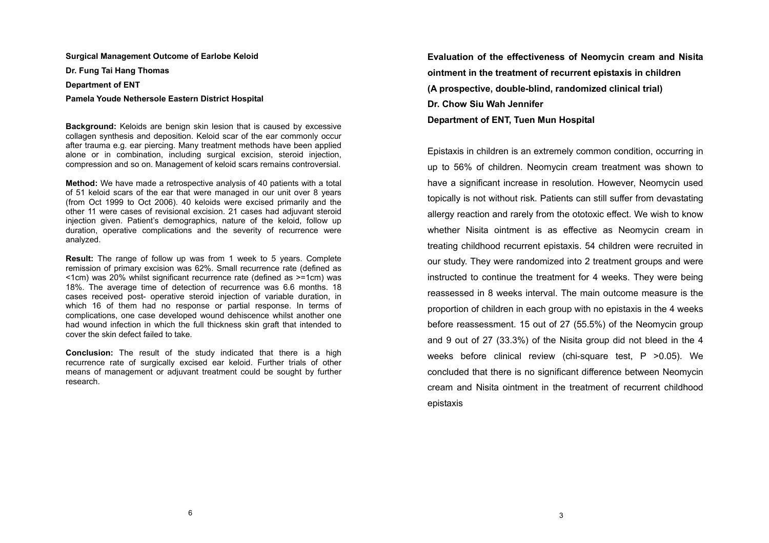## Surgical Management Outcome of Earlobe Keloid

**Dr. Fung Tai Hang Thomas**

**Department of ENT**

**Pamela Youde Nethersole Eastern District Hospital**

**Background:** Keloids are benign skin lesion that is caused by excessive collagen synthesis and deposition. Keloid scar of the ear commonly occur after trauma e.g. ear piercing. Many treatment methods have been applied alone or in combination, including surgical excision, steroid injection, compression and so on. Management of keloid scars remains controversial.

**Method:** We have made a retrospective analysis of 40 patients with a total of 51 keloid scars of the ear that were managed in our unit over 8 years (from Oct 1999 to Oct 2006). 40 keloids were excised primarily and the other 11 were cases of revisional excision. 21 cases had adjuvant steroid injection given. Patient's demographics, nature of the keloid, follow up duration, operative complications and the severity of recurrence were analyzed.

**Result:** The range of follow up was from 1 week to 5 years. Complete remission of primary excision was 62%. Small recurrence rate (defined as <1cm) was 20% whilst significant recurrence rate (defined as >=1cm) was 18%. The average time of detection of recurrence was 6.6 months. 18 cases received post- operative steroid injection of variable duration, in which 16 of them had no response or partial response. In terms of complications, one case developed wound dehiscence whilst another one had wound infection in which the full thickness skin graft that intended to cover the skin defect failed to take.

**Conclusion:** The result of the study indicated that there is a high recurrence rate of surgically excised ear keloid. Further trials of other means of management or adjuvant treatment could be sought by further research.

## Evaluation of the effectiveness of Neomycin cream and Nisita ointment in the treatment of recurrent epistaxis in children (A prospective, double-blind, randomized clinical trial)

**Dr. Chow Siu Wah Jennifer**

**Department of ENT, Tuen Mun Hospital**

Epistaxis in children is an extremely common condition, occurring in up to 56% of children. Neomycin cream treatment was shown to have a significant increase in resolution. However, Neomycin used topically is not without risk. Patients can still suffer from devastating allergy reaction and rarely from the ototoxic effect. We wish to know whether Nisita ointment is as effective as Neomycin cream in treating childhood recurrent epistaxis. 54 children were recruited in our study. They were randomized into 2 treatment groups and were instructed to continue the treatment for 4 weeks. They were being reassessed in 8 weeks interval. The main outcome measure is the proportion of children in each group with no epistaxis in the 4 weeks before reassessment. 15 out of 27 (55.5%) of the Neomycin group and 9 out of 27 (33.3%) of the Nisita group did not bleed in the 4 weeks before clinical review (chi-square test, $P > 0.05$). We concluded that there is no significant difference between Neomycin cream and Nisita ointment in the treatment of recurrent childhood epistaxis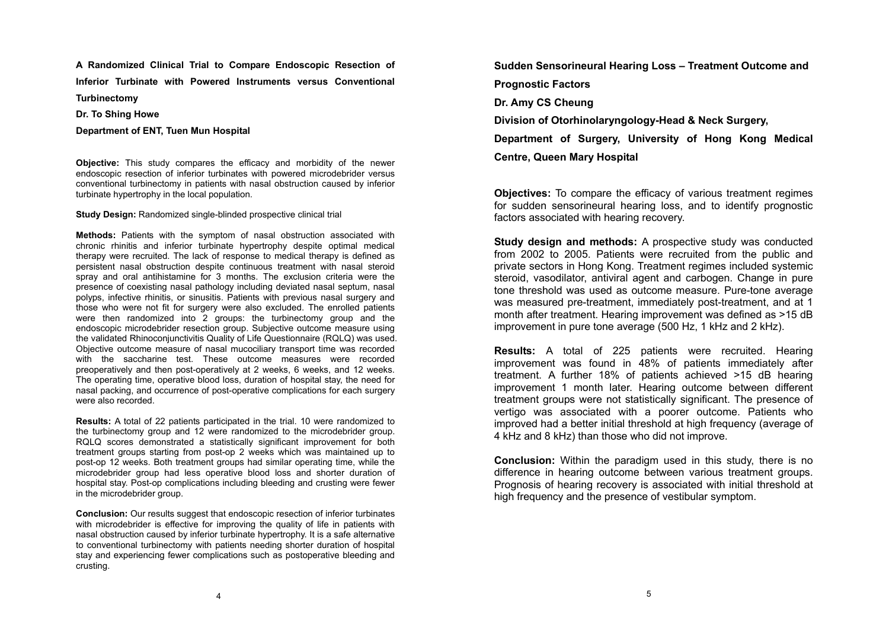## A Randomized Clinical Trial to Compare Endoscopic Resection of Inferior Turbinate with Powered Instruments versus Conventional Turbinectomy

**Dr. To Shing Howe**

**Department of ENT, Tuen Mun Hospital**

**Objective:** This study compares the efficacy and morbidity of the newer endoscopic resection of inferior turbinates with powered microdebrider versus conventional turbinectomy in patients with nasal obstruction caused by inferior turbinate hypertrophy in the local population.

**Study Design:** Randomized single-blinded prospective clinical trial

**Methods:** Patients with the symptom of nasal obstruction associated with chronic rhinitis and inferior turbinate hypertrophy despite optimal medical therapy were recruited. The lack of response to medical therapy is defined as persistent nasal obstruction despite continuous treatment with nasal steroid spray and oral antihistamine for 3 months. The exclusion criteria were the presence of coexisting nasal pathology including deviated nasal septum, nasal polyps, infective rhinitis, or sinusitis. Patients with previous nasal surgery and those who were not fit for surgery were also excluded. The enrolled patients were then randomized into 2 groups: the turbinectomy group and the endoscopic microdebrider resection group. Subjective outcome measure using the validated Rhinoconjunctivitis Quality of Life Questionnaire (RQLQ) was used. Objective outcome measure of nasal mucociliary transport time was recorded with the saccharine test. These outcome measures were recorded preoperatively and then post-operatively at 2 weeks, 6 weeks, and 12 weeks. The operating time, operative blood loss, duration of hospital stay, the need for nasal packing, and occurrence of post-operative complications for each surgery were also recorded.

**Results:** A total of 22 patients participated in the trial. 10 were randomized to the turbinectomy group and 12 were randomized to the microdebrider group. RQLQ scores demonstrated a statistically significant improvement for both treatment groups starting from post-op 2 weeks which was maintained up to post-op 12 weeks. Both treatment groups had similar operating time, while the microdebrider group had less operative blood loss and shorter duration of hospital stay. Post-op complications including bleeding and crusting were fewer in the microdebrider group.

**Conclusion:** Our results suggest that endoscopic resection of inferior turbinates with microdebrider is effective for improving the quality of life in patients with nasal obstruction caused by inferior turbinate hypertrophy. It is a safe alternative to conventional turbinectomy with patients needing shorter duration of hospital stay and experiencing fewer complications such as postoperative bleeding and crusting.

## Sudden Sensorineural Hearing Loss – Treatment Outcome and Prognostic Factors

**Dr. Amy CS Cheung**

**Division of Otorhinolaryngology-Head & Neck Surgery,**

**Department of Surgery, University of Hong Kong Medical Centre, Queen Mary Hospital**

**Objectives:** To compare the efficacy of various treatment regimes for sudden sensorineural hearing loss, and to identify prognostic factors associated with hearing recovery.

**Study design and methods:** A prospective study was conducted from 2002 to 2005. Patients were recruited from the public and private sectors in Hong Kong. Treatment regimes included systemic steroid, vasodilator, antiviral agent and carbogen. Change in pure tone threshold was used as outcome measure. Pure-tone average was measured pre-treatment, immediately post-treatment, and at 1 month after treatment. Hearing improvement was defined as >15 dB improvement in pure tone average (500 Hz, 1 kHz and 2 kHz).

**Results:** A total of 225 patients were recruited. Hearing improvement was found in 48% of patients immediately after treatment. A further 18% of patients achieved >15 dB hearing improvement 1 month later. Hearing outcome between different treatment groups were not statistically significant. The presence of vertigo was associated with a poorer outcome. Patients who improved had a better initial threshold at high frequency (average of 4 kHz and 8 kHz) than those who did not improve.

**Conclusion:** Within the paradigm used in this study, there is no difference in hearing outcome between various treatment groups. Prognosis of hearing recovery is associated with initial threshold at high frequency and the presence of vestibular symptom.